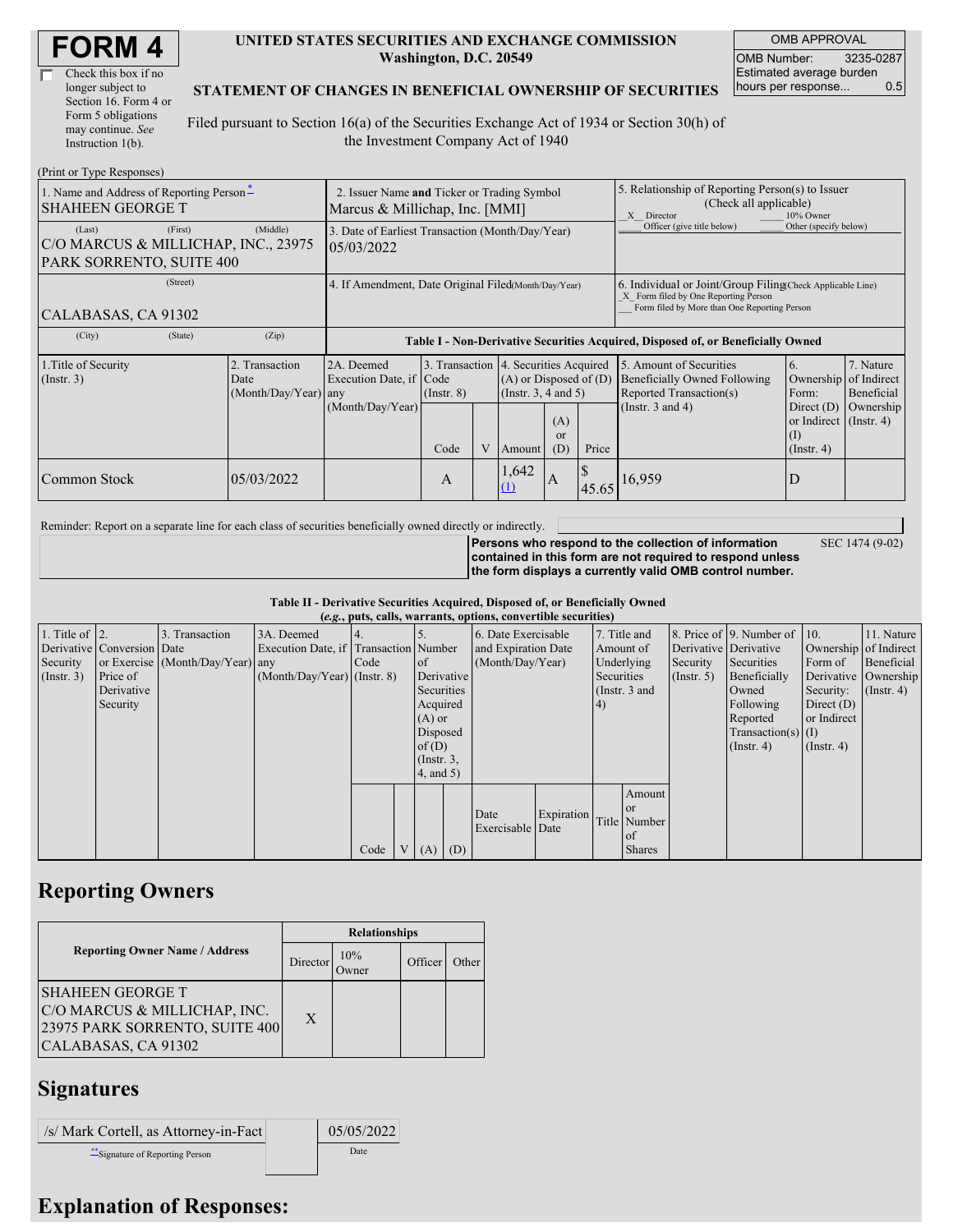# FORM 4

☐ Check this box if no longer subject to Section 16. Form 4 or Form 5 obligations may continue. *See* Instruction 1(b).

**UNITED STATES SECURITIES AND EXCHANGE COMMISSION**
**Washington, D.C. 20549**

**STATEMENT OF CHANGES IN BENEFICIAL OWNERSHIP OF SECURITIES**

Filed pursuant to Section 16(a) of the Securities Exchange Act of 1934 or Section 30(h) of the Investment Company Act of 1940

| OMB APPROVAL | |
|---|---|
| OMB Number: | 3235-0287 |
| Estimated average burden hours per response... | 0.5 |

(Print or Type Responses)

| 1. Name and Address of Reporting Person* | 2. Issuer Name and Ticker or Trading Symbol | 5. Relationship of Reporting Person(s) to Issuer (Check all applicable) |
|---|---|---|
| SHAHEEN GEORGE T | Marcus & Millichap, Inc. [MMI] | X Director ___ 10% Owner ___ Officer (give title below) ___ Other (specify below) |
| (Last) (First) (Middle) C/O MARCUS & MILLICHAP, INC., 23975 PARK SORRENTO, SUITE 400 | 3. Date of Earliest Transaction (Month/Day/Year) 05/03/2022 | |
| (Street) CALABASAS, CA 91302 | 4. If Amendment, Date Original Filed (Month/Day/Year) | 6. Individual or Joint/Group Filing (Check Applicable Line) X Form filed by One Reporting Person ___ Form filed by More than One Reporting Person |
| (City) (State) (Zip) | | |

**Table I - Non-Derivative Securities Acquired, Disposed of, or Beneficially Owned**

| 1.Title of Security (Instr. 3) | 2. Transaction Date (Month/Day/Year) | 2A. Deemed Execution Date, if any (Month/Day/Year) | 3. Transaction Code (Instr. 8) | | 4. Securities Acquired (A) or Disposed of (D) (Instr. 3, 4 and 5) | | | 5. Amount of Securities Beneficially Owned Following Reported Transaction(s) (Instr. 3 and 4) | 6. Ownership Form: Direct (D) or Indirect (I) (Instr. 4) | 7. Nature of Indirect Beneficial Ownership (Instr. 4) |
|---|---|---|---|---|---|---|---|---|---|---|
| | | | Code | V | Amount | (A) or (D) | Price | | | |
| Common Stock | 05/03/2022 | | A | | 1,642 (1) | A | $ 45.65 | 16,959 | D | |

Reminder: Report on a separate line for each class of securities beneficially owned directly or indirectly.

**Persons who respond to the collection of information contained in this form are not required to respond unless the form displays a currently valid OMB control number.** SEC 1474 (9-02)

**Table II - Derivative Securities Acquired, Disposed of, or Beneficially Owned**
**(*e.g.*, puts, calls, warrants, options, convertible securities)**

| 1. Title of Derivative Security (Instr. 3) | 2. Conversion or Exercise Price of Derivative Security | 3. Transaction Date (Month/Day/Year) | 3A. Deemed Execution Date, if any (Month/Day/Year) | 4. Transaction Code (Instr. 8) | | 5. Number of Derivative Securities Acquired (A) or Disposed of (D) (Instr. 3, 4, and 5) | | 6. Date Exercisable and Expiration Date (Month/Day/Year) | | 7. Title and Amount of Underlying Securities (Instr. 3 and 4) | | 8. Price of Derivative Security (Instr. 5) | 9. Number of Derivative Securities Beneficially Owned Following Reported Transaction(s) (Instr. 4) | 10. Ownership Form of Derivative Security: Direct (D) or Indirect (I) (Instr. 4) | 11. Nature of Indirect Beneficial Ownership (Instr. 4) |
|---|---|---|---|---|---|---|---|---|---|---|---|---|---|---|---|
| | | | | Code | V | (A) | (D) | Date Exercisable | Expiration Date | Title | Amount or Number of Shares | | | | |

## Reporting Owners

| Reporting Owner Name / Address | Relationships | | | |
|---|---|---|---|---|
| | Director | 10% Owner | Officer | Other |
| SHAHEEN GEORGE T C/O MARCUS & MILLICHAP, INC. 23975 PARK SORRENTO, SUITE 400 CALABASAS, CA 91302 | X | | | |

## Signatures

| /s/ Mark Cortell, as Attorney-in-Fact | | 05/05/2022 |
|---|---|---|
| **Signature of Reporting Person | | Date |

## Explanation of Responses: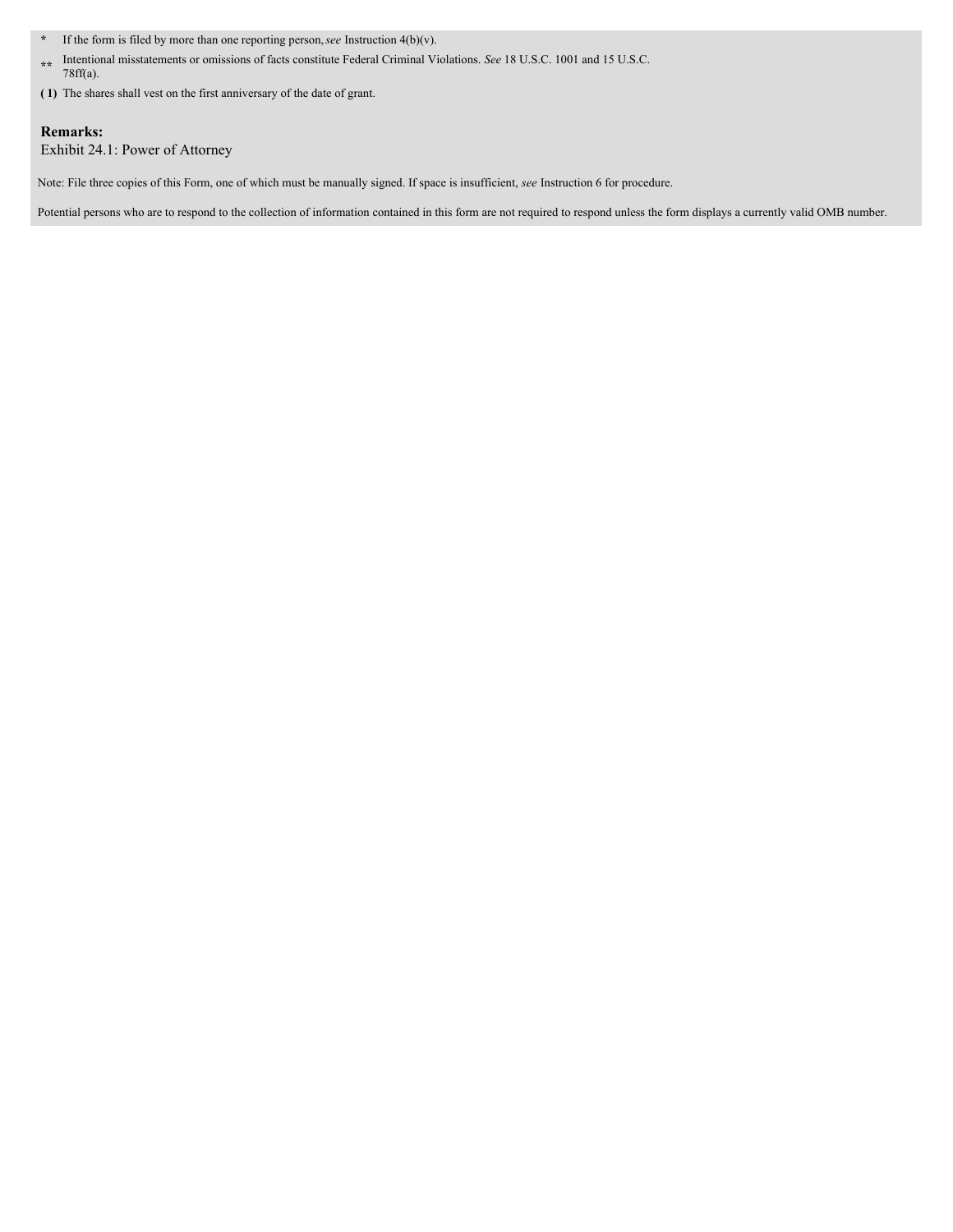\* If the form is filed by more than one reporting person, *see* Instruction 4(b)(v).

\*\* Intentional misstatements or omissions of facts constitute Federal Criminal Violations. *See* 18 U.S.C. 1001 and 15 U.S.C. 78ff(a).

**( 1)** The shares shall vest on the first anniversary of the date of grant.

**Remarks:**

Exhibit 24.1: Power of Attorney

Note: File three copies of this Form, one of which must be manually signed. If space is insufficient, *see* Instruction 6 for procedure.

Potential persons who are to respond to the collection of information contained in this form are not required to respond unless the form displays a currently valid OMB number.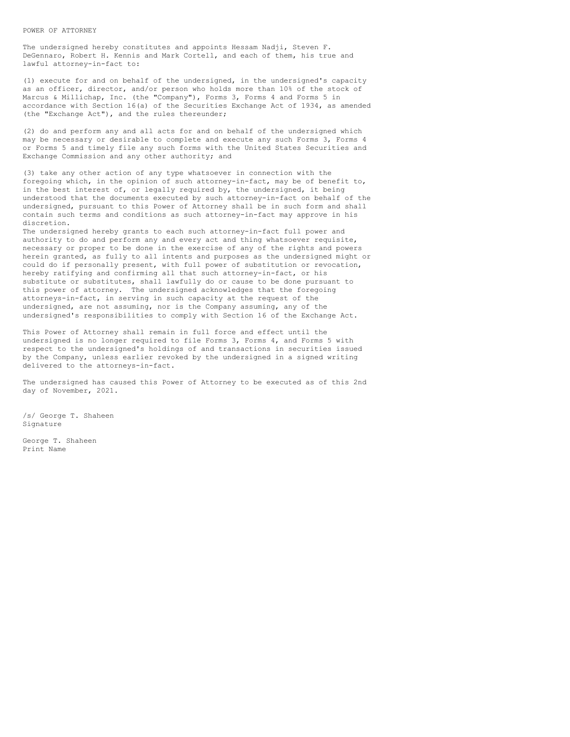# POWER OF ATTORNEY

The undersigned hereby constitutes and appoints Hessam Nadji, Steven F. DeGennaro, Robert H. Kennis and Mark Cortell, and each of them, his true and lawful attorney-in-fact to:

(1) execute for and on behalf of the undersigned, in the undersigned's capacity as an officer, director, and/or person who holds more than 10% of the stock of Marcus & Millichap, Inc. (the "Company"), Forms 3, Forms 4 and Forms 5 in accordance with Section 16(a) of the Securities Exchange Act of 1934, as amended (the "Exchange Act"), and the rules thereunder;

(2) do and perform any and all acts for and on behalf of the undersigned which may be necessary or desirable to complete and execute any such Forms 3, Forms 4 or Forms 5 and timely file any such forms with the United States Securities and Exchange Commission and any other authority; and

(3) take any other action of any type whatsoever in connection with the foregoing which, in the opinion of such attorney-in-fact, may be of benefit to, in the best interest of, or legally required by, the undersigned, it being understood that the documents executed by such attorney-in-fact on behalf of the undersigned, pursuant to this Power of Attorney shall be in such form and shall contain such terms and conditions as such attorney-in-fact may approve in his discretion.

The undersigned hereby grants to each such attorney-in-fact full power and authority to do and perform any and every act and thing whatsoever requisite, necessary or proper to be done in the exercise of any of the rights and powers herein granted, as fully to all intents and purposes as the undersigned might or could do if personally present, with full power of substitution or revocation, hereby ratifying and confirming all that such attorney-in-fact, or his substitute or substitutes, shall lawfully do or cause to be done pursuant to this power of attorney. The undersigned acknowledges that the foregoing attorneys-in-fact, in serving in such capacity at the request of the undersigned, are not assuming, nor is the Company assuming, any of the undersigned's responsibilities to comply with Section 16 of the Exchange Act.

This Power of Attorney shall remain in full force and effect until the undersigned is no longer required to file Forms 3, Forms 4, and Forms 5 with respect to the undersigned's holdings of and transactions in securities issued by the Company, unless earlier revoked by the undersigned in a signed writing delivered to the attorneys-in-fact.

The undersigned has caused this Power of Attorney to be executed as of this 2nd day of November, 2021.

/s/ George T. Shaheen
Signature

George T. Shaheen
Print Name